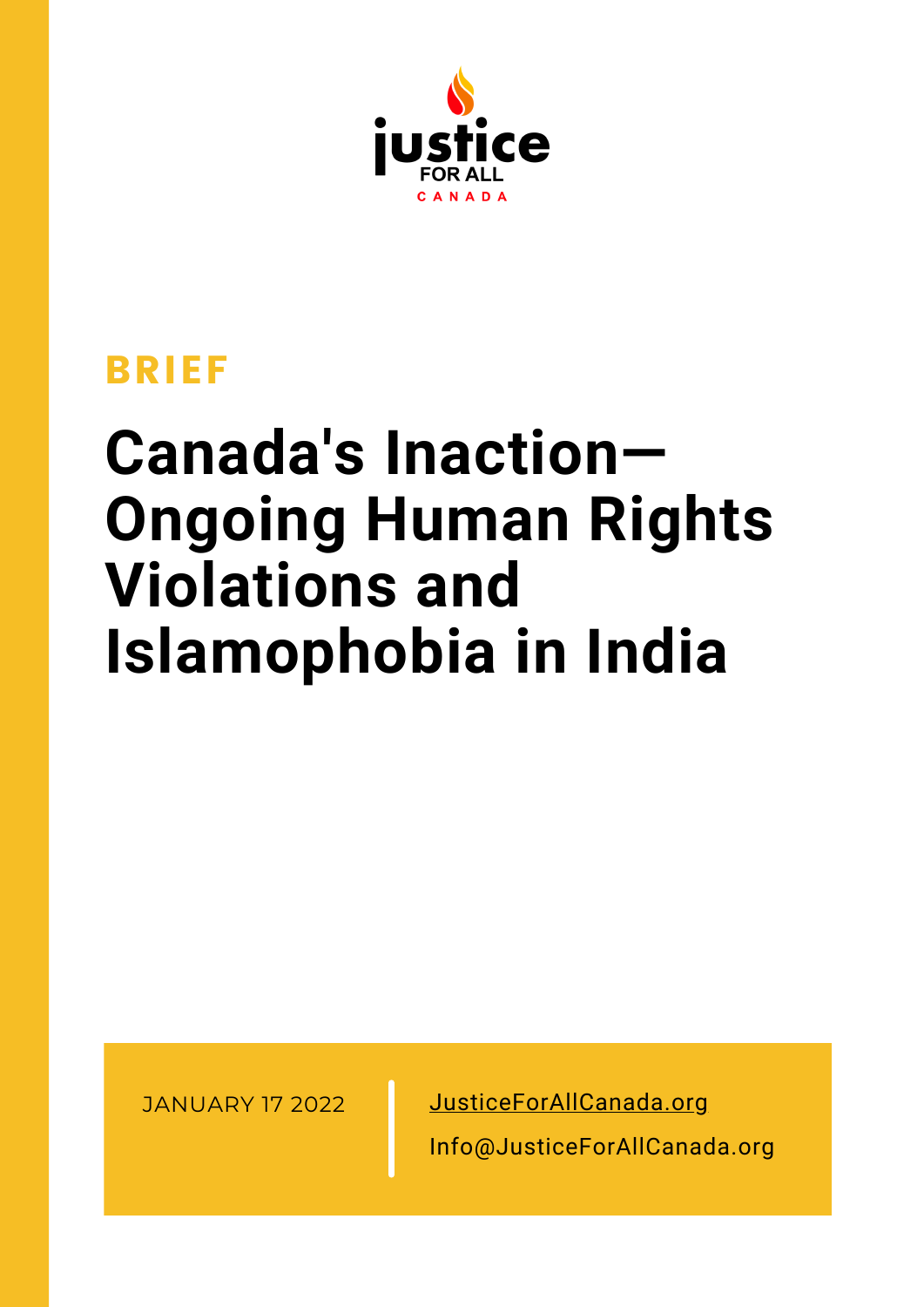justice FOR ALL CANADA

**BRIEF**

# Canada's Inaction—Ongoing Human Rights Violations and Islamophobia in India

JANUARY 17 2022

JusticeForAllCanada.org

Info@JusticeForAllCanada.org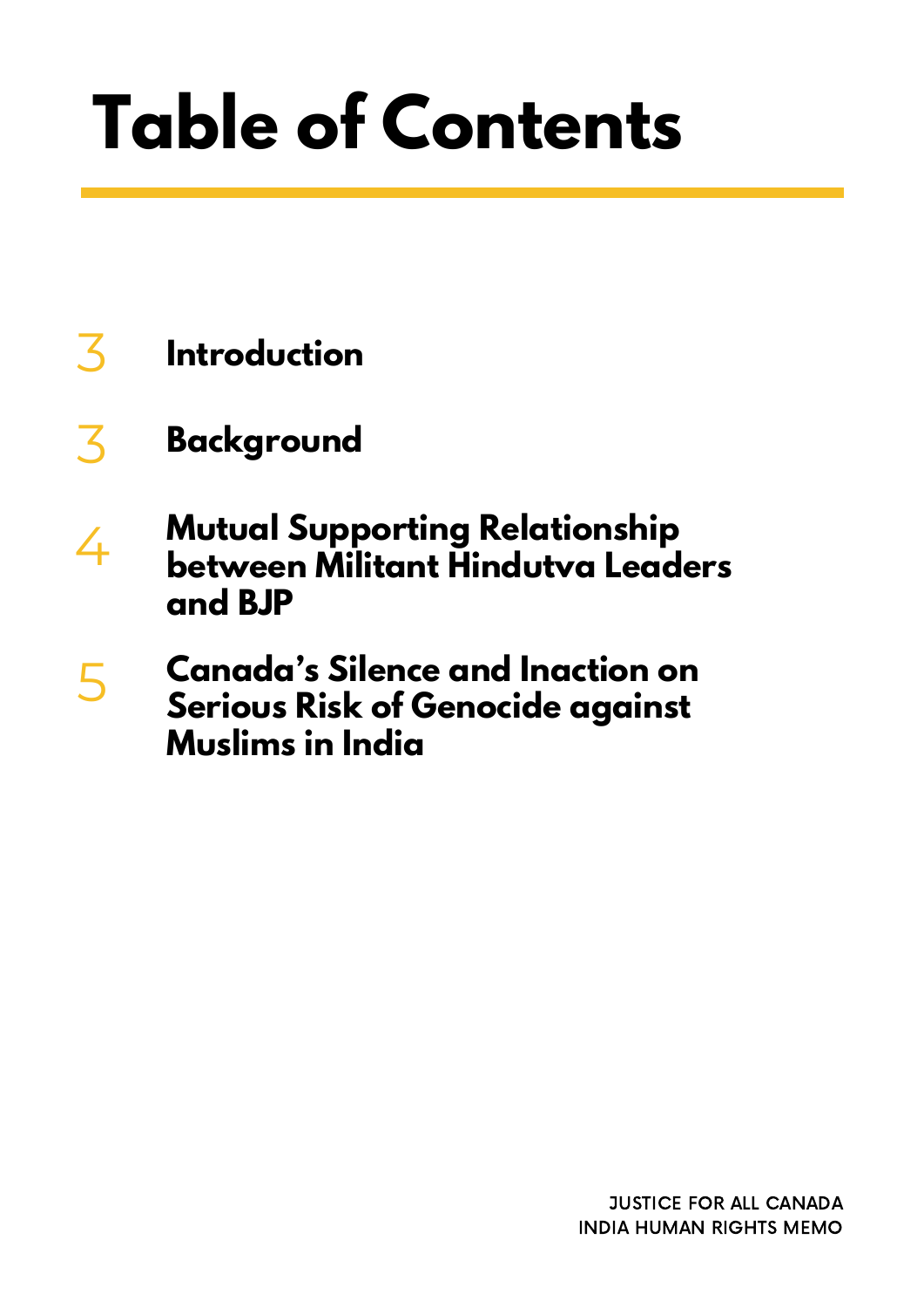# Table of Contents

| Page | Section |
|---|---|
| 3 | **Introduction** |
| 3 | **Background** |
| 4 | **Mutual Supporting Relationship between Militant Hindutva Leaders and BJP** |
| 5 | **Canada's Silence and Inaction on Serious Risk of Genocide against Muslims in India** |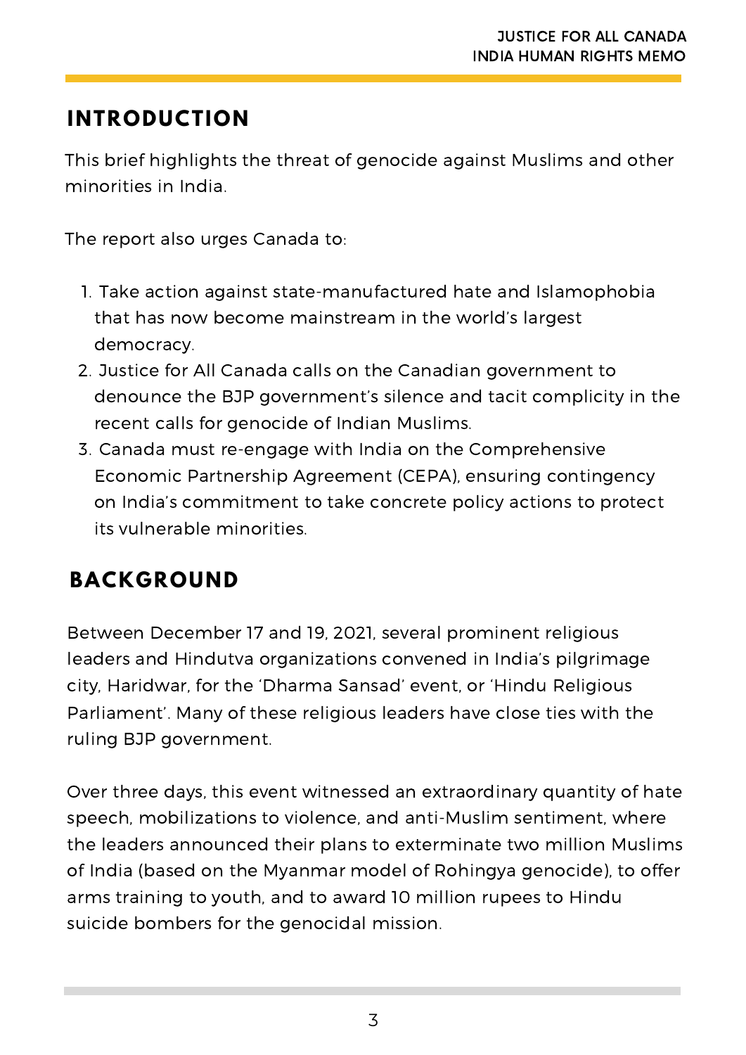## INTRODUCTION

This brief highlights the threat of genocide against Muslims and other minorities in India.

The report also urges Canada to:

1. Take action against state-manufactured hate and Islamophobia that has now become mainstream in the world's largest democracy.
2. Justice for All Canada calls on the Canadian government to denounce the BJP government's silence and tacit complicity in the recent calls for genocide of Indian Muslims.
3. Canada must re-engage with India on the Comprehensive Economic Partnership Agreement (CEPA), ensuring contingency on India's commitment to take concrete policy actions to protect its vulnerable minorities.

## BACKGROUND

Between December 17 and 19, 2021, several prominent religious leaders and Hindutva organizations convened in India's pilgrimage city, Haridwar, for the 'Dharma Sansad' event, or 'Hindu Religious Parliament'. Many of these religious leaders have close ties with the ruling BJP government.

Over three days, this event witnessed an extraordinary quantity of hate speech, mobilizations to violence, and anti-Muslim sentiment, where the leaders announced their plans to exterminate two million Muslims of India (based on the Myanmar model of Rohingya genocide), to offer arms training to youth, and to award 10 million rupees to Hindu suicide bombers for the genocidal mission.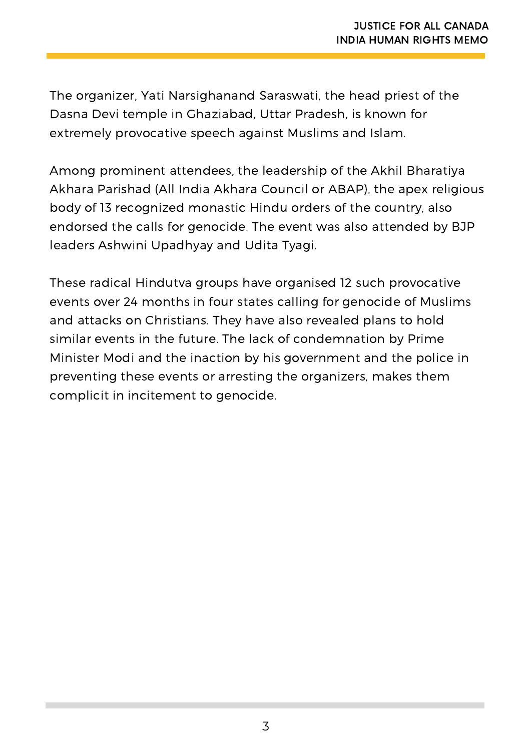The organizer, Yati Narsighanand Saraswati, the head priest of the Dasna Devi temple in Ghaziabad, Uttar Pradesh, is known for extremely provocative speech against Muslims and Islam.

Among prominent attendees, the leadership of the Akhil Bharatiya Akhara Parishad (All India Akhara Council or ABAP), the apex religious body of 13 recognized monastic Hindu orders of the country, also endorsed the calls for genocide. The event was also attended by BJP leaders Ashwini Upadhyay and Udita Tyagi.

These radical Hindutva groups have organised 12 such provocative events over 24 months in four states calling for genocide of Muslims and attacks on Christians. They have also revealed plans to hold similar events in the future. The lack of condemnation by Prime Minister Modi and the inaction by his government and the police in preventing these events or arresting the organizers, makes them complicit in incitement to genocide.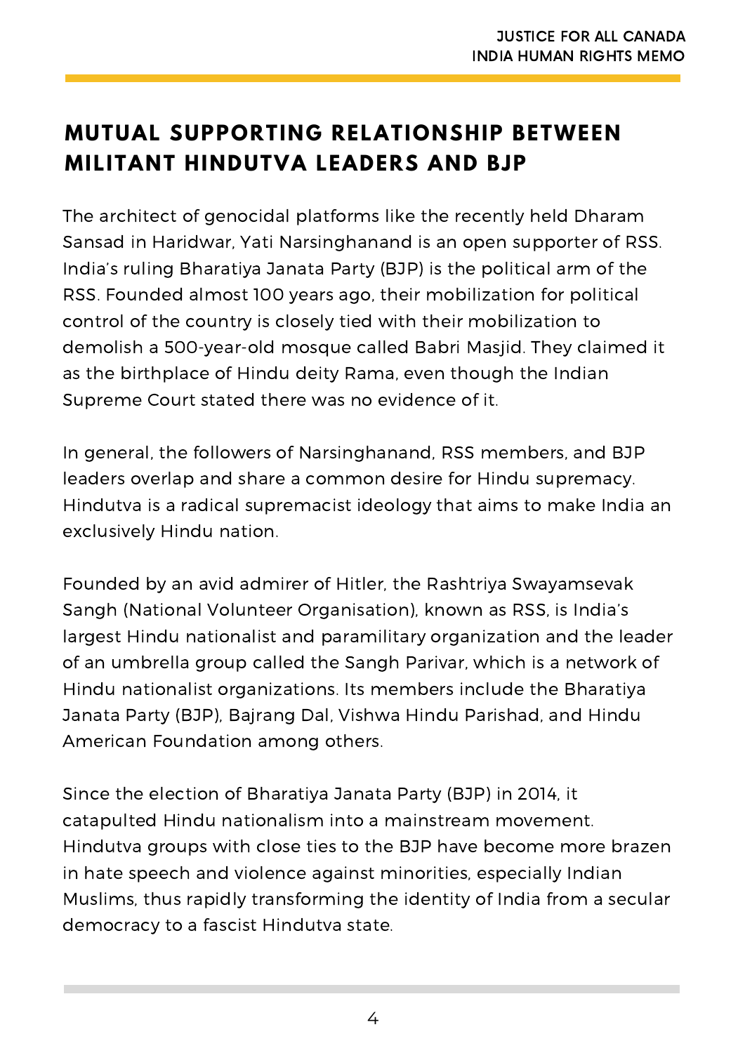## MUTUAL SUPPORTING RELATIONSHIP BETWEEN MILITANT HINDUTVA LEADERS AND BJP

The architect of genocidal platforms like the recently held Dharam Sansad in Haridwar, Yati Narsinghanand is an open supporter of RSS. India's ruling Bharatiya Janata Party (BJP) is the political arm of the RSS. Founded almost 100 years ago, their mobilization for political control of the country is closely tied with their mobilization to demolish a 500-year-old mosque called Babri Masjid. They claimed it as the birthplace of Hindu deity Rama, even though the Indian Supreme Court stated there was no evidence of it.

In general, the followers of Narsinghanand, RSS members, and BJP leaders overlap and share a common desire for Hindu supremacy. Hindutva is a radical supremacist ideology that aims to make India an exclusively Hindu nation.

Founded by an avid admirer of Hitler, the Rashtriya Swayamsevak Sangh (National Volunteer Organisation), known as RSS, is India's largest Hindu nationalist and paramilitary organization and the leader of an umbrella group called the Sangh Parivar, which is a network of Hindu nationalist organizations. Its members include the Bharatiya Janata Party (BJP), Bajrang Dal, Vishwa Hindu Parishad, and Hindu American Foundation among others.

Since the election of Bharatiya Janata Party (BJP) in 2014, it catapulted Hindu nationalism into a mainstream movement. Hindutva groups with close ties to the BJP have become more brazen in hate speech and violence against minorities, especially Indian Muslims, thus rapidly transforming the identity of India from a secular democracy to a fascist Hindutva state.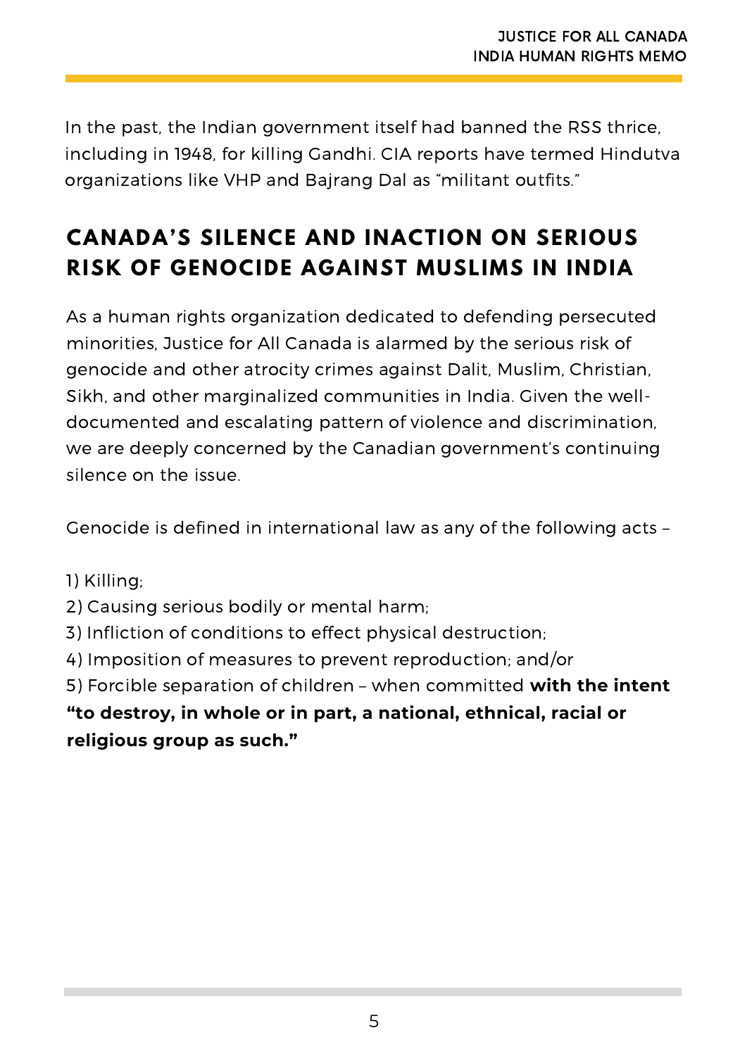In the past, the Indian government itself had banned the RSS thrice, including in 1948, for killing Gandhi. CIA reports have termed Hindutva organizations like VHP and Bajrang Dal as "militant outfits."

## CANADA'S SILENCE AND INACTION ON SERIOUS RISK OF GENOCIDE AGAINST MUSLIMS IN INDIA

As a human rights organization dedicated to defending persecuted minorities, Justice for All Canada is alarmed by the serious risk of genocide and other atrocity crimes against Dalit, Muslim, Christian, Sikh, and other marginalized communities in India. Given the well-documented and escalating pattern of violence and discrimination, we are deeply concerned by the Canadian government's continuing silence on the issue.

Genocide is defined in international law as any of the following acts –

1) Killing;
2) Causing serious bodily or mental harm;
3) Infliction of conditions to effect physical destruction;
4) Imposition of measures to prevent reproduction; and/or
5) Forcible separation of children – when committed **with the intent "to destroy, in whole or in part, a national, ethnical, racial or religious group as such."**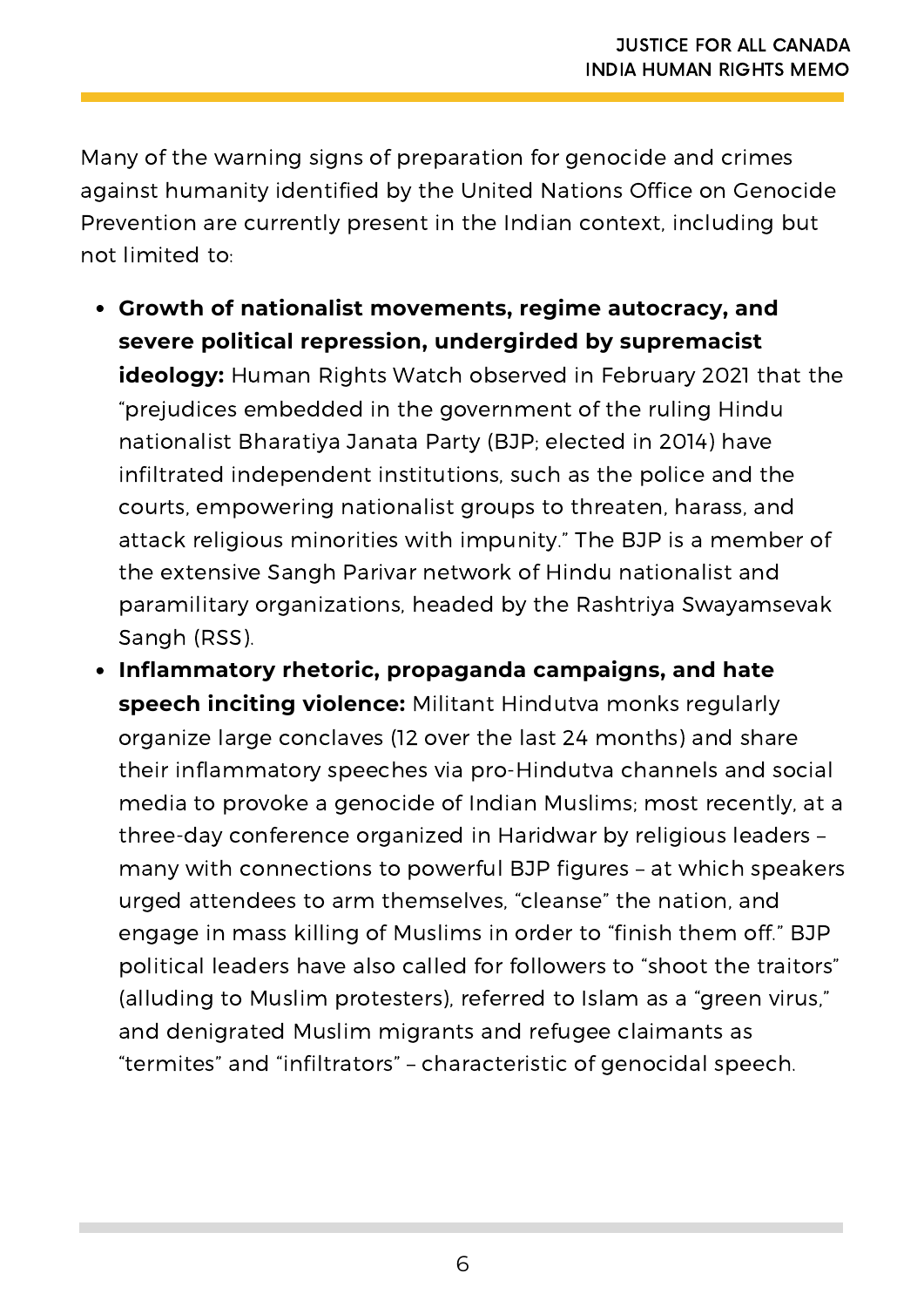Many of the warning signs of preparation for genocide and crimes against humanity identified by the United Nations Office on Genocide Prevention are currently present in the Indian context, including but not limited to:

- **Growth of nationalist movements, regime autocracy, and severe political repression, undergirded by supremacist ideology:** Human Rights Watch observed in February 2021 that the "prejudices embedded in the government of the ruling Hindu nationalist Bharatiya Janata Party (BJP; elected in 2014) have infiltrated independent institutions, such as the police and the courts, empowering nationalist groups to threaten, harass, and attack religious minorities with impunity." The BJP is a member of the extensive Sangh Parivar network of Hindu nationalist and paramilitary organizations, headed by the Rashtriya Swayamsevak Sangh (RSS).
- **Inflammatory rhetoric, propaganda campaigns, and hate speech inciting violence:** Militant Hindutva monks regularly organize large conclaves (12 over the last 24 months) and share their inflammatory speeches via pro-Hindutva channels and social media to provoke a genocide of Indian Muslims; most recently, at a three-day conference organized in Haridwar by religious leaders – many with connections to powerful BJP figures – at which speakers urged attendees to arm themselves, "cleanse" the nation, and engage in mass killing of Muslims in order to "finish them off." BJP political leaders have also called for followers to "shoot the traitors" (alluding to Muslim protesters), referred to Islam as a "green virus," and denigrated Muslim migrants and refugee claimants as "termites" and "infiltrators" – characteristic of genocidal speech.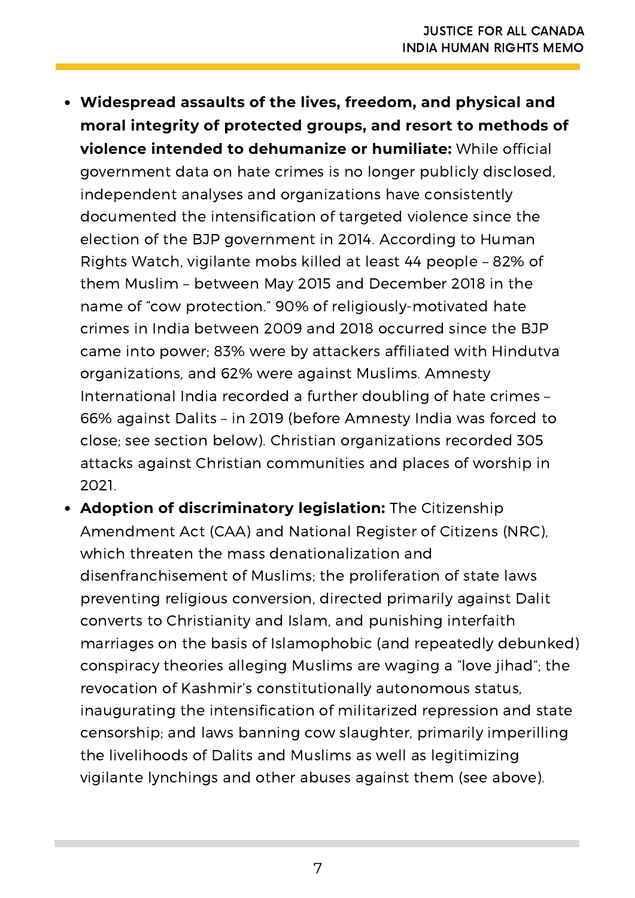- **Widespread assaults of the lives, freedom, and physical and moral integrity of protected groups, and resort to methods of violence intended to dehumanize or humiliate:** While official government data on hate crimes is no longer publicly disclosed, independent analyses and organizations have consistently documented the intensification of targeted violence since the election of the BJP government in 2014. According to Human Rights Watch, vigilante mobs killed at least 44 people – 82% of them Muslim – between May 2015 and December 2018 in the name of "cow protection." 90% of religiously-motivated hate crimes in India between 2009 and 2018 occurred since the BJP came into power; 83% were by attackers affiliated with Hindutva organizations, and 62% were against Muslims. Amnesty International India recorded a further doubling of hate crimes – 66% against Dalits – in 2019 (before Amnesty India was forced to close; see section below). Christian organizations recorded 305 attacks against Christian communities and places of worship in 2021.
- **Adoption of discriminatory legislation:** The Citizenship Amendment Act (CAA) and National Register of Citizens (NRC), which threaten the mass denationalization and disenfranchisement of Muslims; the proliferation of state laws preventing religious conversion, directed primarily against Dalit converts to Christianity and Islam, and punishing interfaith marriages on the basis of Islamophobic (and repeatedly debunked) conspiracy theories alleging Muslims are waging a "love jihad"; the revocation of Kashmir's constitutionally autonomous status, inaugurating the intensification of militarized repression and state censorship; and laws banning cow slaughter, primarily imperilling the livelihoods of Dalits and Muslims as well as legitimizing vigilante lynchings and other abuses against them (see above).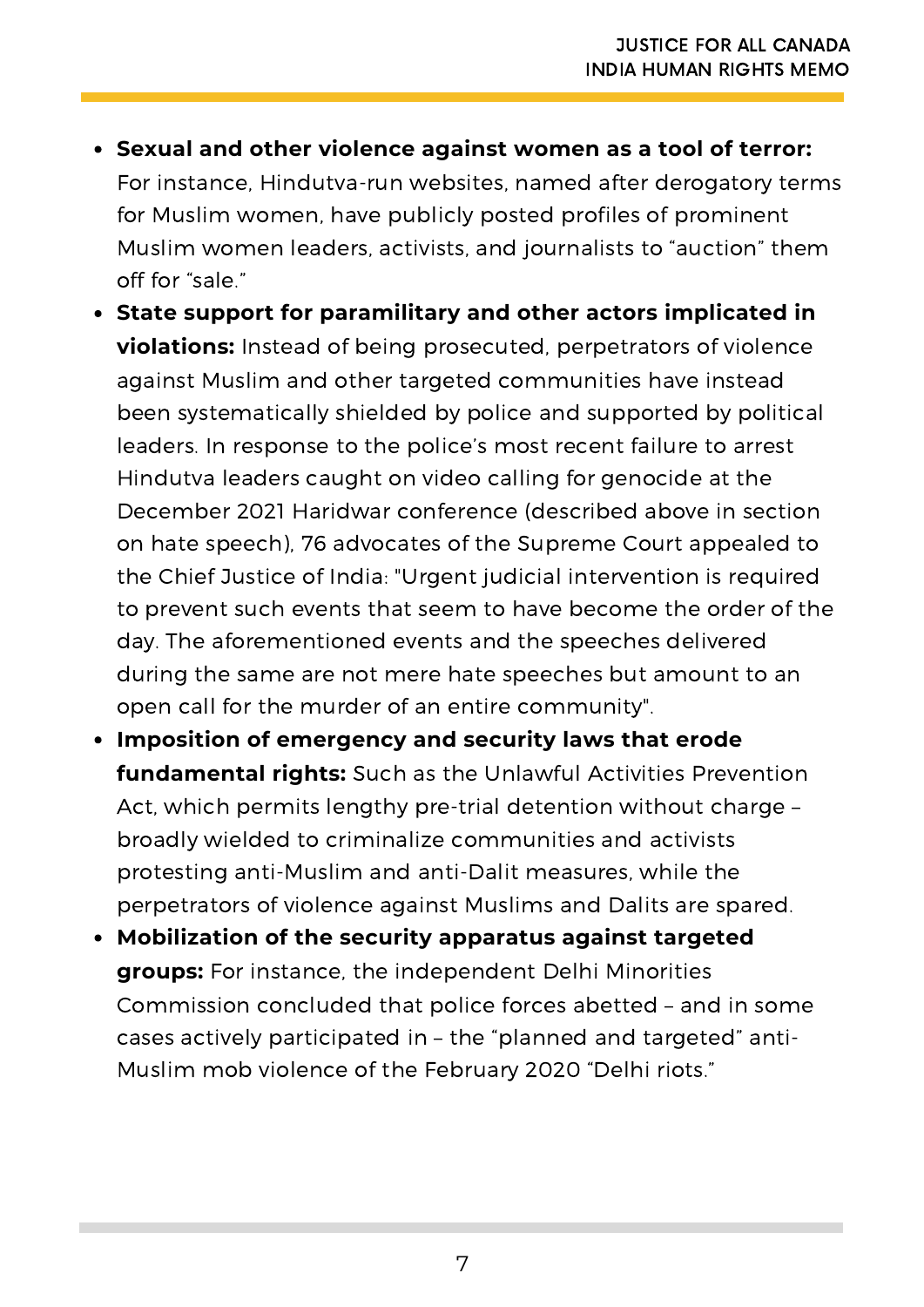- **Sexual and other violence against women as a tool of terror:** For instance, Hindutva-run websites, named after derogatory terms for Muslim women, have publicly posted profiles of prominent Muslim women leaders, activists, and journalists to "auction" them off for "sale."
- **State support for paramilitary and other actors implicated in violations:** Instead of being prosecuted, perpetrators of violence against Muslim and other targeted communities have instead been systematically shielded by police and supported by political leaders. In response to the police's most recent failure to arrest Hindutva leaders caught on video calling for genocide at the December 2021 Haridwar conference (described above in section on hate speech), 76 advocates of the Supreme Court appealed to the Chief Justice of India: "Urgent judicial intervention is required to prevent such events that seem to have become the order of the day. The aforementioned events and the speeches delivered during the same are not mere hate speeches but amount to an open call for the murder of an entire community".
- **Imposition of emergency and security laws that erode fundamental rights:** Such as the Unlawful Activities Prevention Act, which permits lengthy pre-trial detention without charge – broadly wielded to criminalize communities and activists protesting anti-Muslim and anti-Dalit measures, while the perpetrators of violence against Muslims and Dalits are spared.
- **Mobilization of the security apparatus against targeted groups:** For instance, the independent Delhi Minorities Commission concluded that police forces abetted – and in some cases actively participated in – the "planned and targeted" anti-Muslim mob violence of the February 2020 "Delhi riots."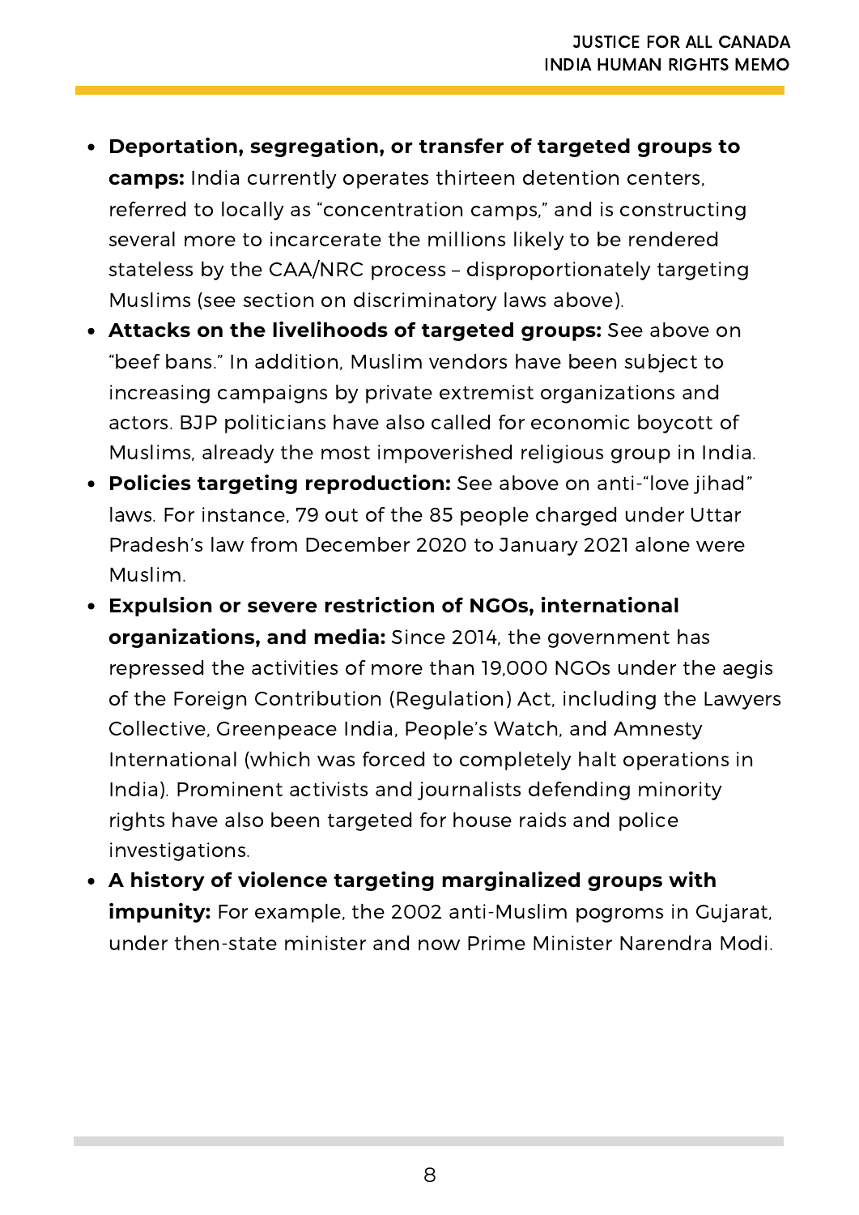- **Deportation, segregation, or transfer of targeted groups to camps:** India currently operates thirteen detention centers, referred to locally as "concentration camps," and is constructing several more to incarcerate the millions likely to be rendered stateless by the CAA/NRC process – disproportionately targeting Muslims (see section on discriminatory laws above).
- **Attacks on the livelihoods of targeted groups:** See above on "beef bans." In addition, Muslim vendors have been subject to increasing campaigns by private extremist organizations and actors. BJP politicians have also called for economic boycott of Muslims, already the most impoverished religious group in India.
- **Policies targeting reproduction:** See above on anti-"love jihad" laws. For instance, 79 out of the 85 people charged under Uttar Pradesh's law from December 2020 to January 2021 alone were Muslim.
- **Expulsion or severe restriction of NGOs, international organizations, and media:** Since 2014, the government has repressed the activities of more than 19,000 NGOs under the aegis of the Foreign Contribution (Regulation) Act, including the Lawyers Collective, Greenpeace India, People's Watch, and Amnesty International (which was forced to completely halt operations in India). Prominent activists and journalists defending minority rights have also been targeted for house raids and police investigations.
- **A history of violence targeting marginalized groups with impunity:** For example, the 2002 anti-Muslim pogroms in Gujarat, under then-state minister and now Prime Minister Narendra Modi.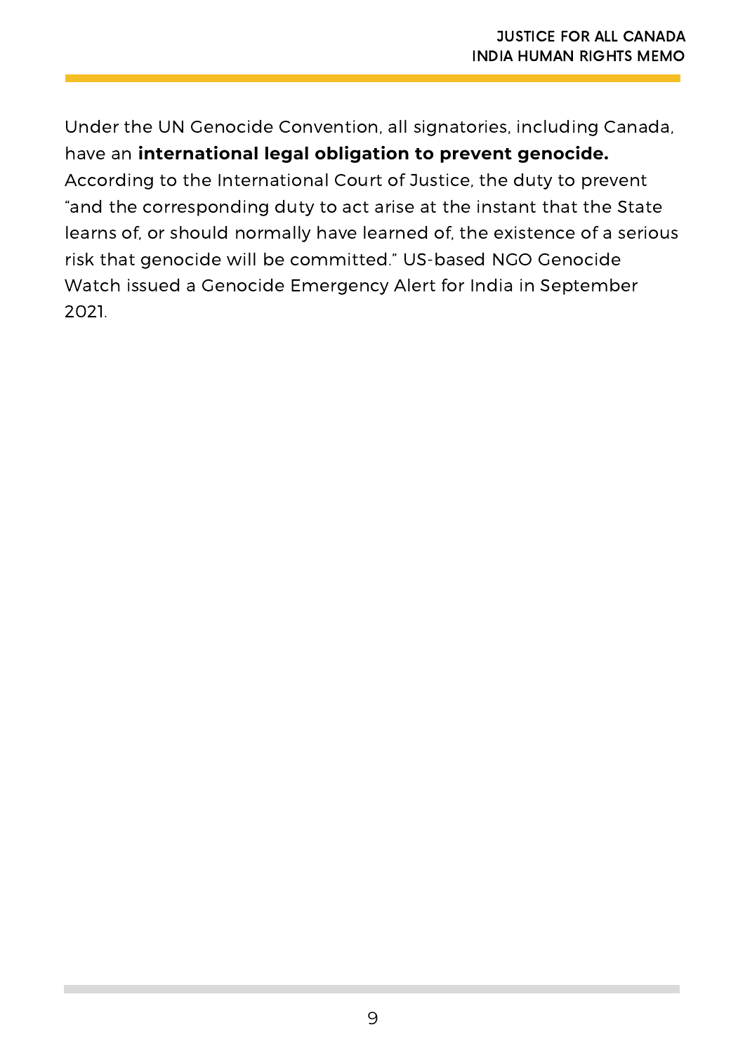Under the UN Genocide Convention, all signatories, including Canada, have an **international legal obligation to prevent genocide.** According to the International Court of Justice, the duty to prevent "and the corresponding duty to act arise at the instant that the State learns of, or should normally have learned of, the existence of a serious risk that genocide will be committed." US-based NGO Genocide Watch issued a Genocide Emergency Alert for India in September 2021.